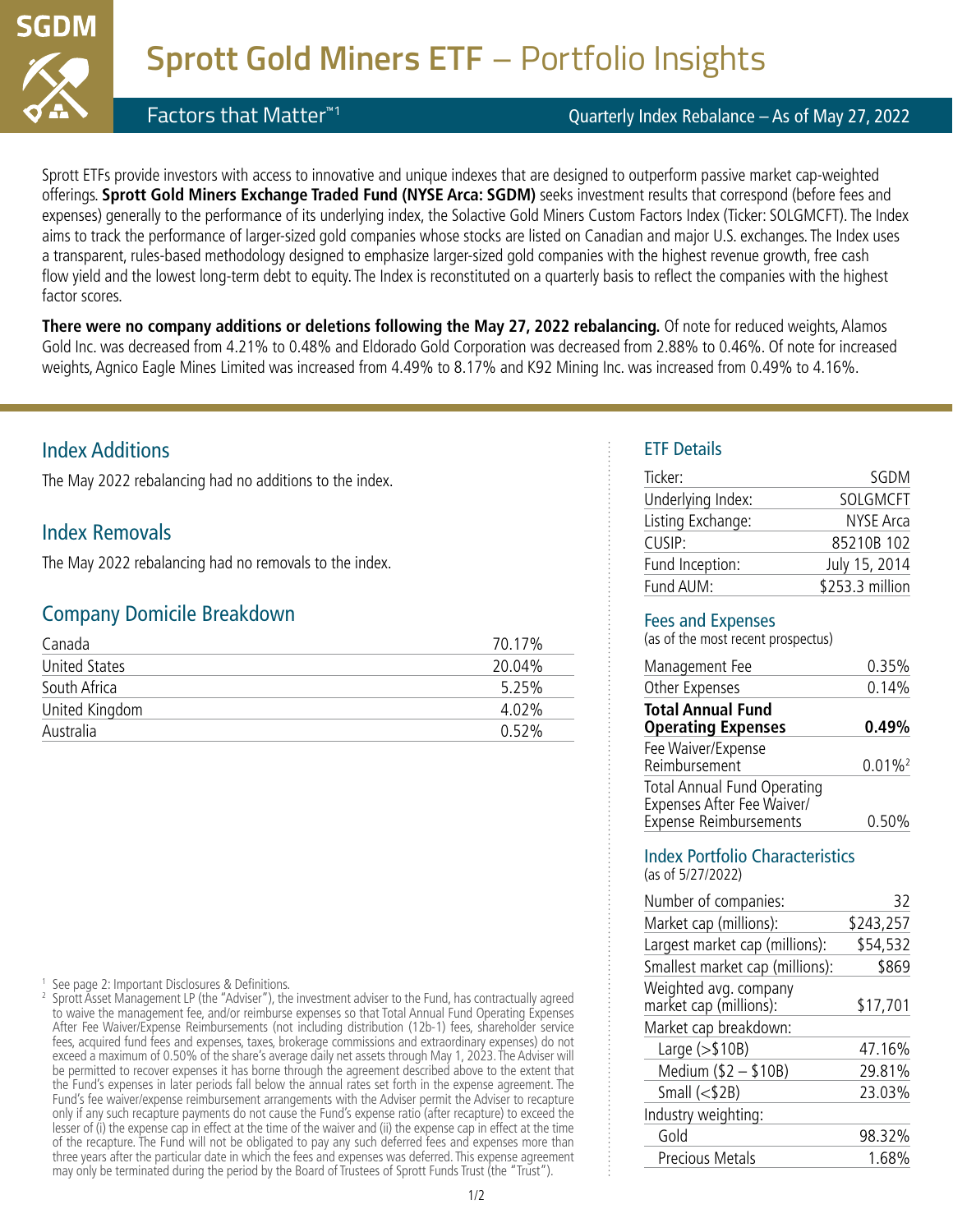# Sprott Gold Miners ETF – Portfolio Insights

SGDM

Factors that Matter™[1]

Quarterly Index Rebalance – As of May 27, 2022

Sprott ETFs provide investors with access to innovative and unique indexes that are designed to outperform passive market cap-weighted offerings. **Sprott Gold Miners Exchange Traded Fund (NYSE Arca: SGDM)** seeks investment results that correspond (before fees and expenses) generally to the performance of its underlying index, the Solactive Gold Miners Custom Factors Index (Ticker: SOLGMCFT). The Index aims to track the performance of larger-sized gold companies whose stocks are listed on Canadian and major U.S. exchanges. The Index uses a transparent, rules-based methodology designed to emphasize larger-sized gold companies with the highest revenue growth, free cash flow yield and the lowest long-term debt to equity. The Index is reconstituted on a quarterly basis to reflect the companies with the highest factor scores.

**There were no company additions or deletions following the May 27, 2022 rebalancing.** Of note for reduced weights, Alamos Gold Inc. was decreased from 4.21% to 0.48% and Eldorado Gold Corporation was decreased from 2.88% to 0.46%. Of note for increased weights, Agnico Eagle Mines Limited was increased from 4.49% to 8.17% and K92 Mining Inc. was increased from 0.49% to 4.16%.

## Index Additions

The May 2022 rebalancing had no additions to the index.

## Index Removals

The May 2022 rebalancing had no removals to the index.

## Company Domicile Breakdown

| | |
|---|---|
| Canada | 70.17% |
| United States | 20.04% |
| South Africa | 5.25% |
| United Kingdom | 4.02% |
| Australia | 0.52% |

## ETF Details

| | |
|---|---|
| Ticker: | SGDM |
| Underlying Index: | SOLGMCFT |
| Listing Exchange: | NYSE Arca |
| CUSIP: | 85210B 102 |
| Fund Inception: | July 15, 2014 |
| Fund AUM: | $253.3 million |

## Fees and Expenses

(as of the most recent prospectus)

| | |
|---|---|
| Management Fee | 0.35% |
| Other Expenses | 0.14% |
| **Total Annual Fund Operating Expenses** | **0.49%** |
| Fee Waiver/Expense Reimbursement | 0.01%[2] |
| Total Annual Fund Operating Expenses After Fee Waiver/ Expense Reimbursements | 0.50% |

## Index Portfolio Characteristics

(as of 5/27/2022)

| | |
|---|---|
| Number of companies: | 32 |
| Market cap (millions): | $243,257 |
| Largest market cap (millions): | $54,532 |
| Smallest market cap (millions): | $869 |
| Weighted avg. company market cap (millions): | $17,701 |
| Market cap breakdown: | |
| Large (>$10B) | 47.16% |
| Medium ($2 – $10B) | 29.81% |
| Small (<$2B) | 23.03% |
| Industry weighting: | |
| Gold | 98.32% |
| Precious Metals | 1.68% |

[1] See page 2: Important Disclosures & Definitions.

[2] Sprott Asset Management LP (the "Adviser"), the investment adviser to the Fund, has contractually agreed to waive the management fee, and/or reimburse expenses so that Total Annual Fund Operating Expenses After Fee Waiver/Expense Reimbursements (not including distribution (12b-1) fees, shareholder service fees, acquired fund fees and expenses, taxes, brokerage commissions and extraordinary expenses) do not exceed a maximum of 0.50% of the share's average daily net assets through May 1, 2023. The Adviser will be permitted to recover expenses it has borne through the agreement described above to the extent that the Fund's expenses in later periods fall below the annual rates set forth in the expense agreement. The Fund's fee waiver/expense reimbursement arrangements with the Adviser permit the Adviser to recapture only if any such recapture payments do not cause the Fund's expense ratio (after recapture) to exceed the lesser of (i) the expense cap in effect at the time of the waiver and (ii) the expense cap in effect at the time of the recapture. The Fund will not be obligated to pay any such deferred fees and expenses more than three years after the particular date in which the fees and expenses was deferred. This expense agreement may only be terminated during the period by the Board of Trustees of Sprott Funds Trust (the "Trust").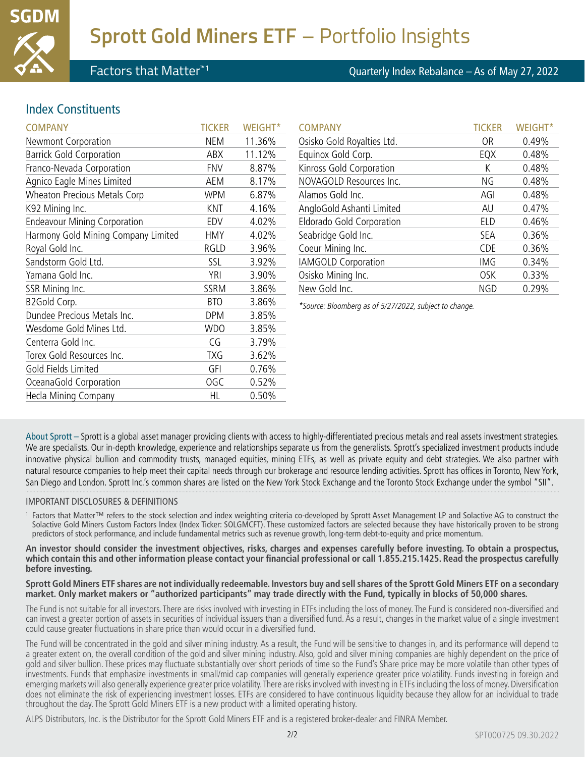# Sprott Gold Miners ETF – Portfolio Insights

SGDM

Factors that Matter™[1]

Quarterly Index Rebalance – As of May 27, 2022

## Index Constituents

| COMPANY | TICKER | WEIGHT* |
|---|---|---|
| Newmont Corporation | NEM | 11.36% |
| Barrick Gold Corporation | ABX | 11.12% |
| Franco-Nevada Corporation | FNV | 8.87% |
| Agnico Eagle Mines Limited | AEM | 8.17% |
| Wheaton Precious Metals Corp | WPM | 6.87% |
| K92 Mining Inc. | KNT | 4.16% |
| Endeavour Mining Corporation | EDV | 4.02% |
| Harmony Gold Mining Company Limited | HMY | 4.02% |
| Royal Gold Inc. | RGLD | 3.96% |
| Sandstorm Gold Ltd. | SSL | 3.92% |
| Yamana Gold Inc. | YRI | 3.90% |
| SSR Mining Inc. | SSRM | 3.86% |
| B2Gold Corp. | BTO | 3.86% |
| Dundee Precious Metals Inc. | DPM | 3.85% |
| Wesdome Gold Mines Ltd. | WDO | 3.85% |
| Centerra Gold Inc. | CG | 3.79% |
| Torex Gold Resources Inc. | TXG | 3.62% |
| Gold Fields Limited | GFI | 0.76% |
| OceanaGold Corporation | OGC | 0.52% |
| Hecla Mining Company | HL | 0.50% |
| Osisko Gold Royalties Ltd. | OR | 0.49% |
| Equinox Gold Corp. | EQX | 0.48% |
| Kinross Gold Corporation | K | 0.48% |
| NOVAGOLD Resources Inc. | NG | 0.48% |
| Alamos Gold Inc. | AGI | 0.48% |
| AngloGold Ashanti Limited | AU | 0.47% |
| Eldorado Gold Corporation | ELD | 0.46% |
| Seabridge Gold Inc. | SEA | 0.36% |
| Coeur Mining Inc. | CDE | 0.36% |
| IAMGOLD Corporation | IMG | 0.34% |
| Osisko Mining Inc. | OSK | 0.33% |
| New Gold Inc. | NGD | 0.29% |

*\*Source: Bloomberg as of 5/27/2022, subject to change.*

About Sprott – Sprott is a global asset manager providing clients with access to highly-differentiated precious metals and real assets investment strategies. We are specialists. Our in-depth knowledge, experience and relationships separate us from the generalists. Sprott's specialized investment products include innovative physical bullion and commodity trusts, managed equities, mining ETFs, as well as private equity and debt strategies. We also partner with natural resource companies to help meet their capital needs through our brokerage and resource lending activities. Sprott has offices in Toronto, New York, San Diego and London. Sprott Inc.'s common shares are listed on the New York Stock Exchange and the Toronto Stock Exchange under the symbol "SII".

IMPORTANT DISCLOSURES & DEFINITIONS

[1] Factors that Matter™ refers to the stock selection and index weighting criteria co-developed by Sprott Asset Management LP and Solactive AG to construct the Solactive Gold Miners Custom Factors Index (Index Ticker: SOLGMCFT). These customized factors are selected because they have historically proven to be strong predictors of stock performance, and include fundamental metrics such as revenue growth, long-term debt-to-equity and price momentum.

**An investor should consider the investment objectives, risks, charges and expenses carefully before investing. To obtain a prospectus, which contain this and other information please contact your financial professional or call 1.855.215.1425. Read the prospectus carefully before investing.**

**Sprott Gold Miners ETF shares are not individually redeemable. Investors buy and sell shares of the Sprott Gold Miners ETF on a secondary market. Only market makers or "authorized participants" may trade directly with the Fund, typically in blocks of 50,000 shares.**

The Fund is not suitable for all investors. There are risks involved with investing in ETFs including the loss of money. The Fund is considered non-diversified and can invest a greater portion of assets in securities of individual issuers than a diversified fund. As a result, changes in the market value of a single investment could cause greater fluctuations in share price than would occur in a diversified fund.

The Fund will be concentrated in the gold and silver mining industry. As a result, the Fund will be sensitive to changes in, and its performance will depend to a greater extent on, the overall condition of the gold and silver mining industry. Also, gold and silver mining companies are highly dependent on the price of gold and silver bullion. These prices may fluctuate substantially over short periods of time so the Fund's Share price may be more volatile than other types of investments. Funds that emphasize investments in small/mid cap companies will generally experience greater price volatility. Funds investing in foreign and emerging markets will also generally experience greater price volatility. There are risks involved with investing in ETFs including the loss of money. Diversification does not eliminate the risk of experiencing investment losses. ETFs are considered to have continuous liquidity because they allow for an individual to trade throughout the day. The Sprott Gold Miners ETF is a new product with a limited operating history.

ALPS Distributors, Inc. is the Distributor for the Sprott Gold Miners ETF and is a registered broker-dealer and FINRA Member.

SPT000725 09.30.2022